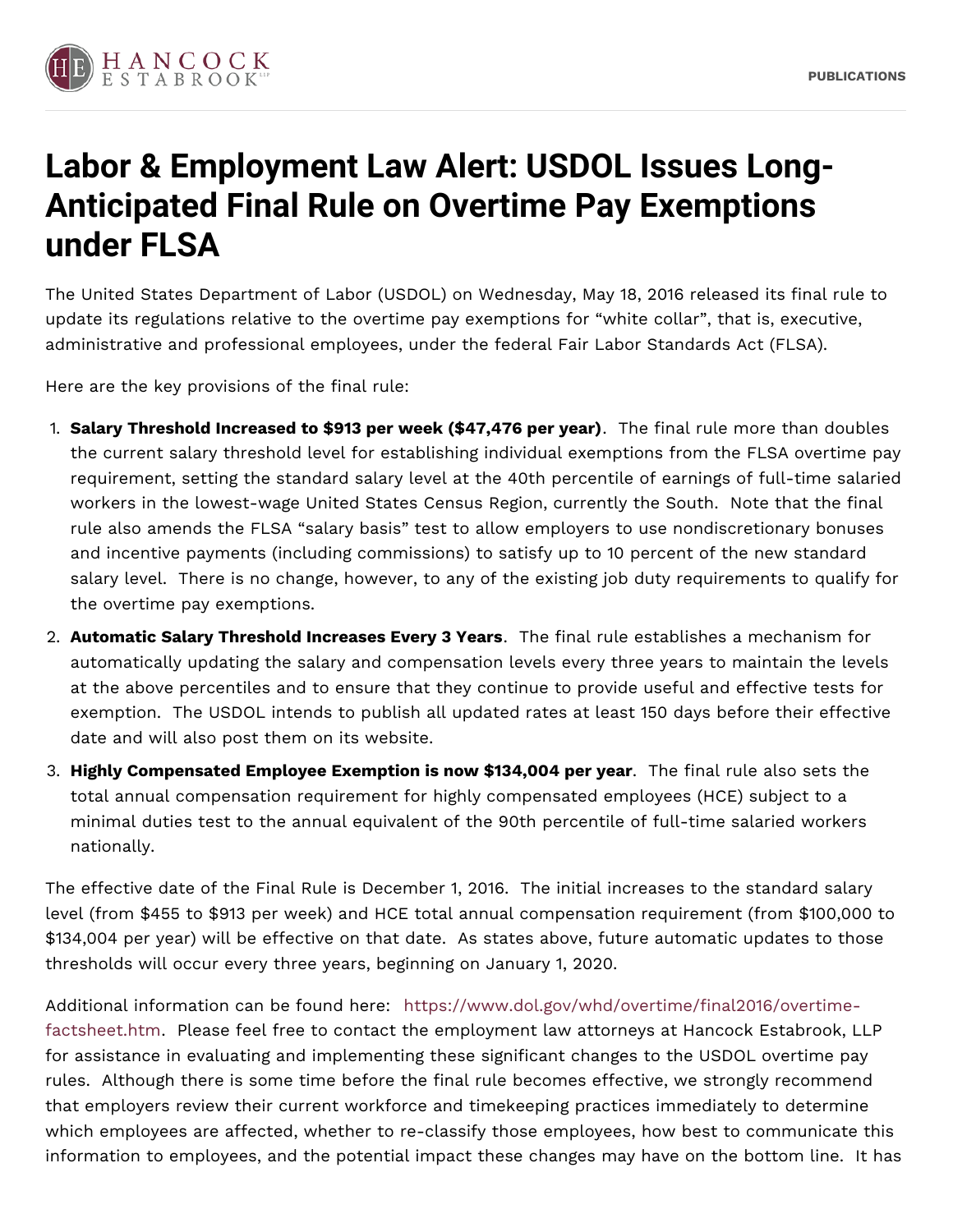# Labor & Employment Law Alert: USDOL Issues Long-Anticipated Final Rule on Overtime Pay Exemptions under FLSA

The United States Department of Labor (USDOL) on Wednesday, May 18, 2016 released its final rule to update its regulations relative to the overtime pay exemptions for "white collar", that is, executive, administrative and professional employees, under the federal Fair Labor Standards Act (FLSA).

Here are the key provisions of the final rule:

1. **Salary Threshold Increased to $913 per week ($47,476 per year)**. The final rule more than doubles the current salary threshold level for establishing individual exemptions from the FLSA overtime pay requirement, setting the standard salary level at the 40th percentile of earnings of full-time salaried workers in the lowest-wage United States Census Region, currently the South. Note that the final rule also amends the FLSA "salary basis" test to allow employers to use nondiscretionary bonuses and incentive payments (including commissions) to satisfy up to 10 percent of the new standard salary level. There is no change, however, to any of the existing job duty requirements to qualify for the overtime pay exemptions.
2. **Automatic Salary Threshold Increases Every 3 Years**. The final rule establishes a mechanism for automatically updating the salary and compensation levels every three years to maintain the levels at the above percentiles and to ensure that they continue to provide useful and effective tests for exemption. The USDOL intends to publish all updated rates at least 150 days before their effective date and will also post them on its website.
3. **Highly Compensated Employee Exemption is now $134,004 per year**. The final rule also sets the total annual compensation requirement for highly compensated employees (HCE) subject to a minimal duties test to the annual equivalent of the 90th percentile of full-time salaried workers nationally.

The effective date of the Final Rule is December 1, 2016. The initial increases to the standard salary level (from $455 to $913 per week) and HCE total annual compensation requirement (from $100,000 to $134,004 per year) will be effective on that date. As states above, future automatic updates to those thresholds will occur every three years, beginning on January 1, 2020.

Additional information can be found here: https://www.dol.gov/whd/overtime/final2016/overtime-factsheet.htm. Please feel free to contact the employment law attorneys at Hancock Estabrook, LLP for assistance in evaluating and implementing these significant changes to the USDOL overtime pay rules. Although there is some time before the final rule becomes effective, we strongly recommend that employers review their current workforce and timekeeping practices immediately to determine which employees are affected, whether to re-classify those employees, how best to communicate this information to employees, and the potential impact these changes may have on the bottom line. It has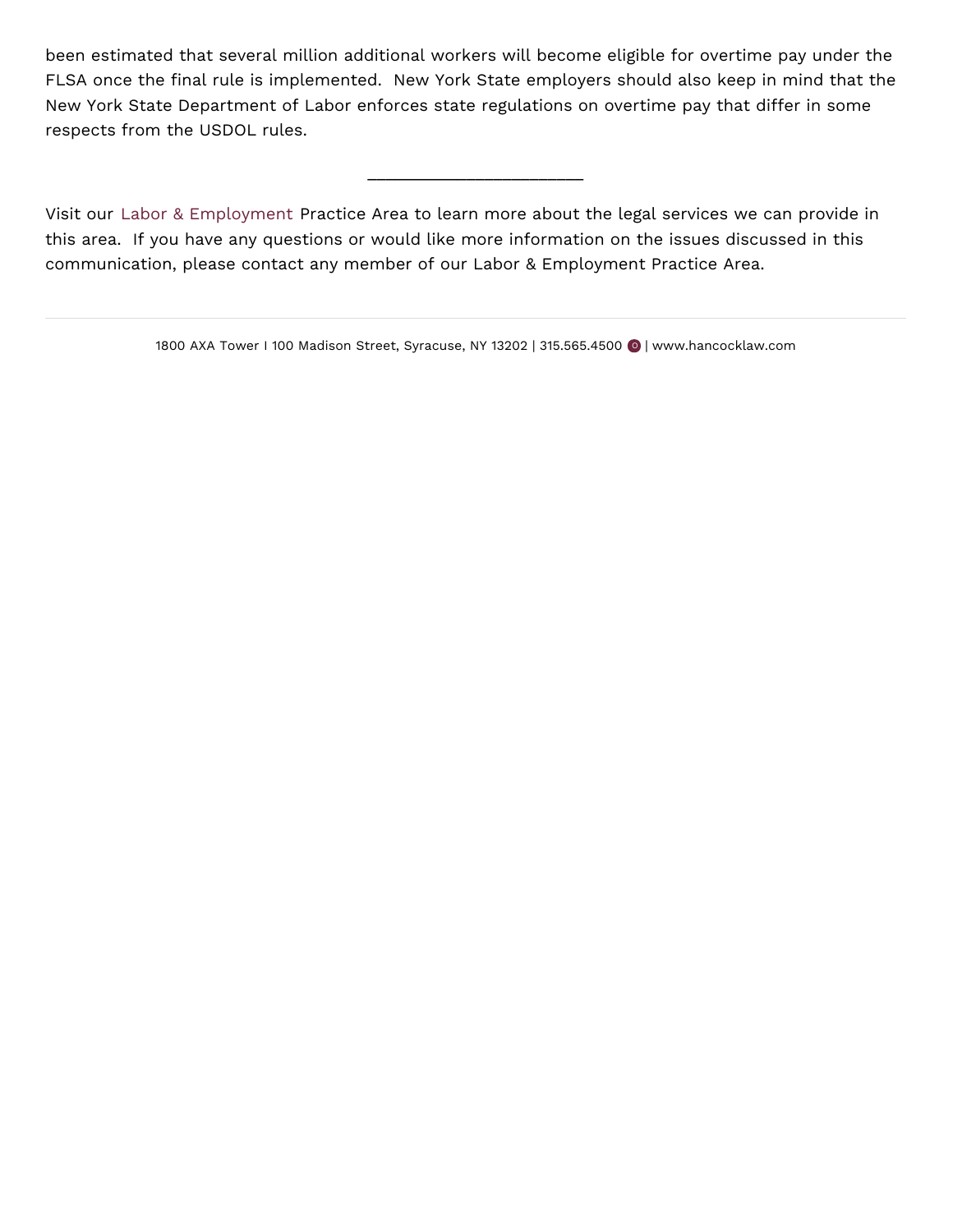been estimated that several million additional workers will become eligible for overtime pay under the FLSA once the final rule is implemented.  New York State employers should also keep in mind that the New York State Department of Labor enforces state regulations on overtime pay that differ in some respects from the USDOL rules.

______________________

Visit our Labor & Employment Practice Area to learn more about the legal services we can provide in this area.  If you have any questions or would like more information on the issues discussed in this communication, please contact any member of our Labor & Employment Practice Area.

1800 AXA Tower I 100 Madison Street, Syracuse, NY 13202 | 315.565.4500 | www.hancocklaw.com